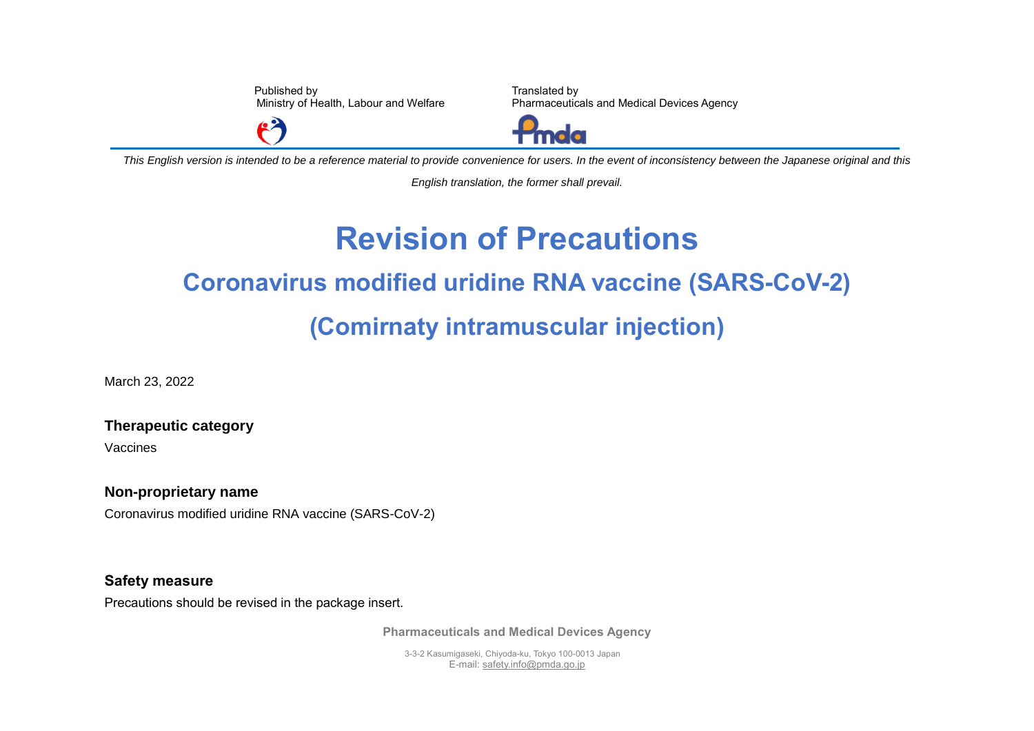Published by
Ministry of Health, Labour and Welfare

Translated by
Pharmaceuticals and Medical Devices Agency

*This English version is intended to be a reference material to provide convenience for users. In the event of inconsistency between the Japanese original and this English translation, the former shall prevail.*

# Revision of Precautions

## Coronavirus modified uridine RNA vaccine (SARS-CoV-2)

## (Comirnaty intramuscular injection)

March 23, 2022

**Therapeutic category**

Vaccines

**Non-proprietary name**

Coronavirus modified uridine RNA vaccine (SARS-CoV-2)

**Safety measure**

Precautions should be revised in the package insert.

**Pharmaceuticals and Medical Devices Agency**

3-3-2 Kasumigaseki, Chiyoda-ku, Tokyo 100-0013 Japan
E-mail: safety.info@pmda.go.jp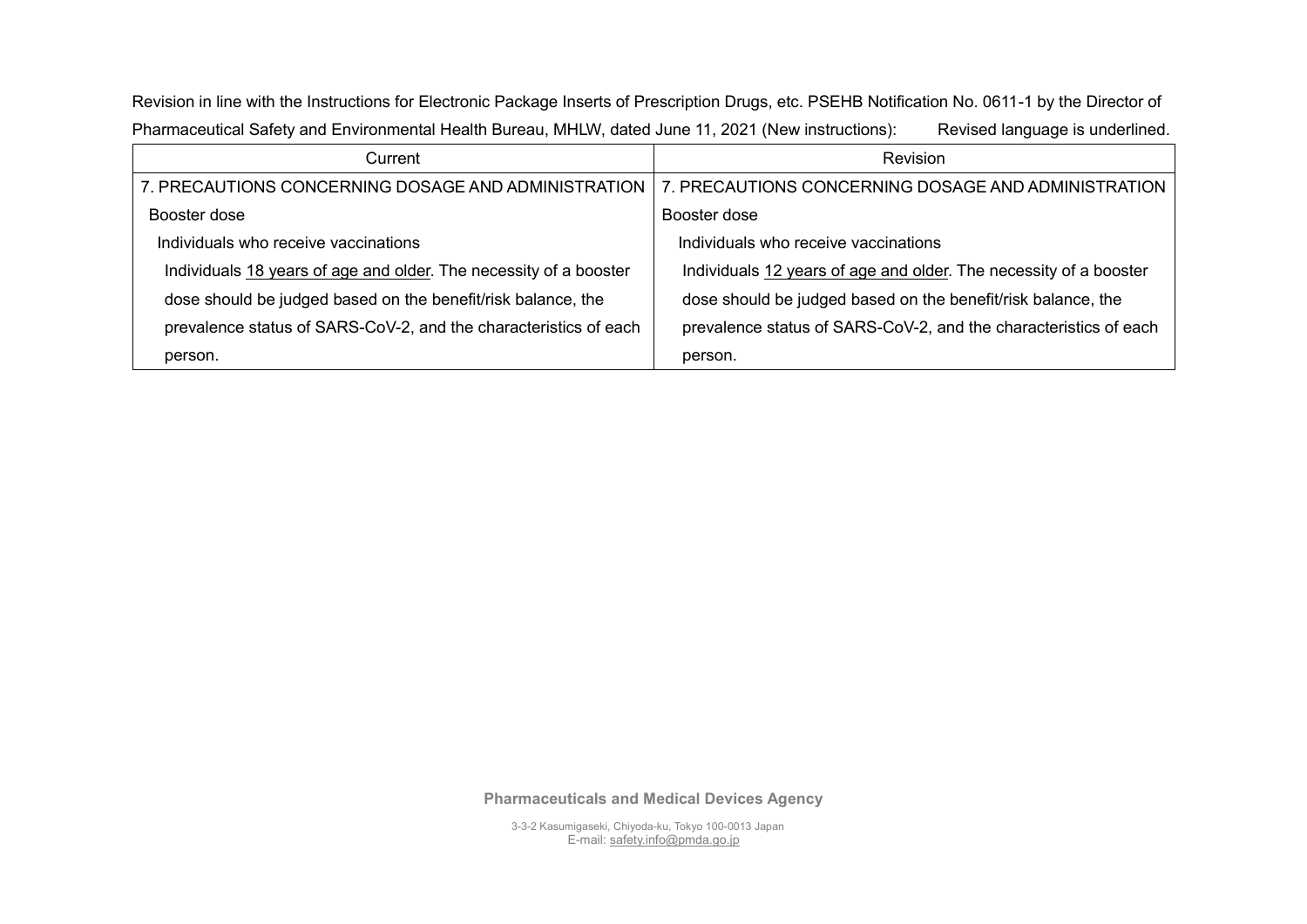Revision in line with the Instructions for Electronic Package Inserts of Prescription Drugs, etc. PSEHB Notification No. 0611-1 by the Director of Pharmaceutical Safety and Environmental Health Bureau, MHLW, dated June 11, 2021 (New instructions): Revised language is underlined.

| Current | Revision |
|---|---|
| 7. PRECAUTIONS CONCERNING DOSAGE AND ADMINISTRATION<br>Booster dose<br>Individuals who receive vaccinations<br>Individuals 18 years of age and older. The necessity of a booster dose should be judged based on the benefit/risk balance, the prevalence status of SARS-CoV-2, and the characteristics of each person. | 7. PRECAUTIONS CONCERNING DOSAGE AND ADMINISTRATION<br>Booster dose<br>Individuals who receive vaccinations<br>Individuals 12 years of age and older. The necessity of a booster dose should be judged based on the benefit/risk balance, the prevalence status of SARS-CoV-2, and the characteristics of each person. |

**Pharmaceuticals and Medical Devices Agency**

3-3-2 Kasumigaseki, Chiyoda-ku, Tokyo 100-0013 Japan
E-mail: safety.info@pmda.go.jp